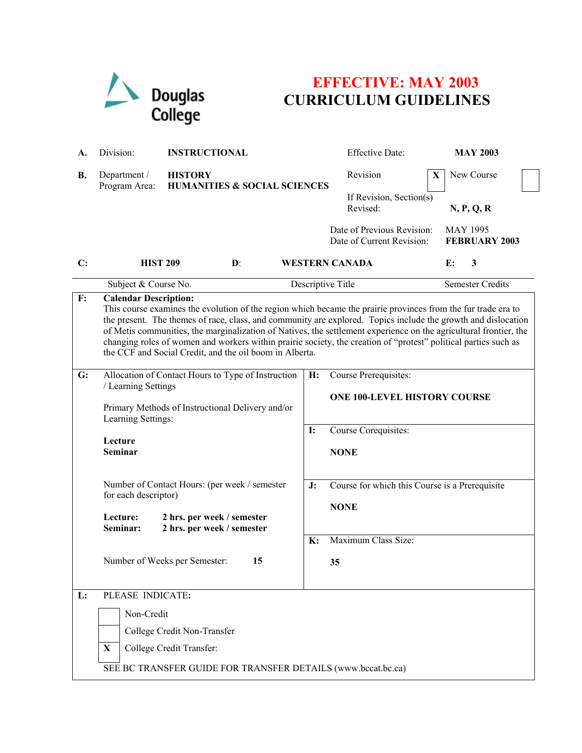Douglas College

# EFFECTIVE: MAY 2003
# CURRICULUM GUIDELINES

**A.** Division: **INSTRUCTIONAL**

Effective Date: **MAY 2003**

**B.** Department / Program Area: **HISTORY**
**HUMANITIES & SOCIAL SCIENCES**

Revision [X] New Course [ ]

If Revision, Section(s) Revised: **N, P, Q, R**

Date of Previous Revision: MAY 1995
Date of Current Revision: **FEBRUARY 2003**

| C: | D: | E: |
|---|---|---|
| **HIST 209** | **WESTERN CANADA** | **3** |
| Subject & Course No. | Descriptive Title | Semester Credits |

**F: Calendar Description:**
This course examines the evolution of the region which became the prairie provinces from the fur trade era to the present. The themes of race, class, and community are explored. Topics include the growth and dislocation of Metis communities, the marginalization of Natives, the settlement experience on the agricultural frontier, the changing roles of women and workers within prairie society, the creation of "protest" political parties such as the CCF and Social Credit, and the oil boom in Alberta.

**G:** Allocation of Contact Hours to Type of Instruction / Learning Settings

Primary Methods of Instructional Delivery and/or Learning Settings:

**Lecture**
**Seminar**

Number of Contact Hours: (per week / semester for each descriptor)

**Lecture:** **2 hrs. per week / semester**
**Seminar:** **2 hrs. per week / semester**

Number of Weeks per Semester: **15**

**H:** Course Prerequisites:

**ONE 100-LEVEL HISTORY COURSE**

**I:** Course Corequisites:

**NONE**

**J:** Course for which this Course is a Prerequisite

**NONE**

**K:** Maximum Class Size:

**35**

**L:** PLEASE INDICATE:

[ ] Non-Credit
[ ] College Credit Non-Transfer
[X] College Credit Transfer:

SEE BC TRANSFER GUIDE FOR TRANSFER DETAILS (www.bccat.bc.ca)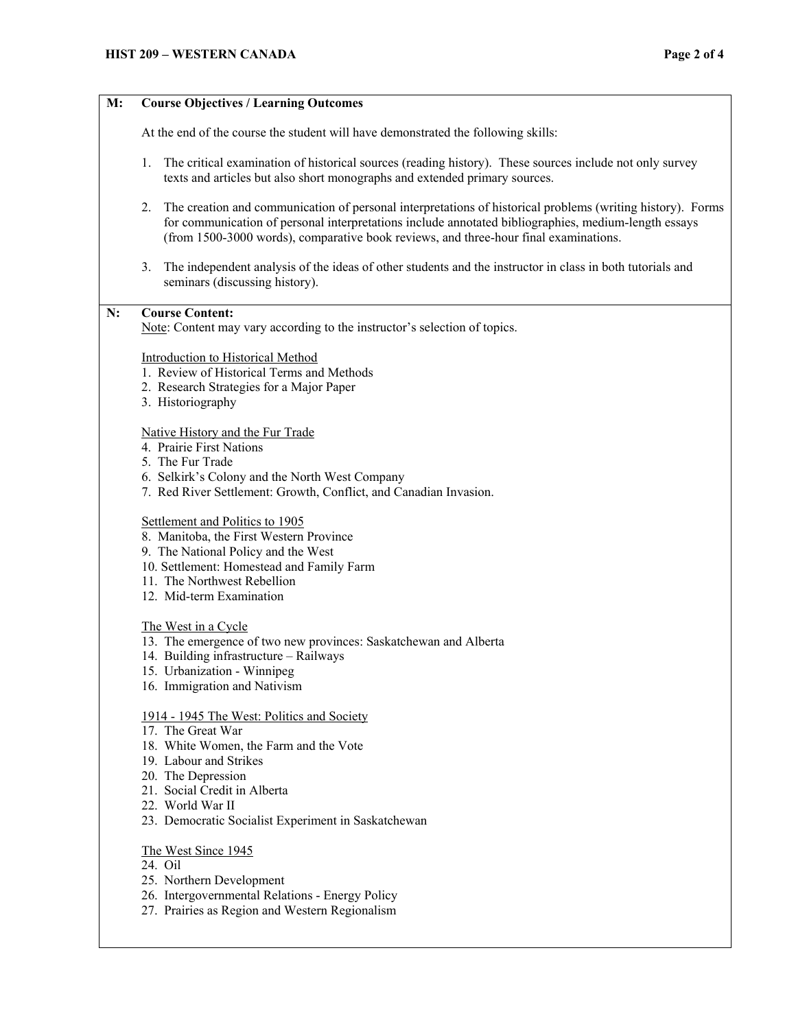**M: Course Objectives / Learning Outcomes**

At the end of the course the student will have demonstrated the following skills:

1. The critical examination of historical sources (reading history). These sources include not only survey texts and articles but also short monographs and extended primary sources.

2. The creation and communication of personal interpretations of historical problems (writing history). Forms for communication of personal interpretations include annotated bibliographies, medium-length essays (from 1500-3000 words), comparative book reviews, and three-hour final examinations.

3. The independent analysis of the ideas of other students and the instructor in class in both tutorials and seminars (discussing history).

**N: Course Content:**

Note: Content may vary according to the instructor's selection of topics.

Introduction to Historical Method

1. Review of Historical Terms and Methods
2. Research Strategies for a Major Paper
3. Historiography

Native History and the Fur Trade

4. Prairie First Nations
5. The Fur Trade
6. Selkirk's Colony and the North West Company
7. Red River Settlement: Growth, Conflict, and Canadian Invasion.

Settlement and Politics to 1905

8. Manitoba, the First Western Province
9. The National Policy and the West
10. Settlement: Homestead and Family Farm
11. The Northwest Rebellion
12. Mid-term Examination

The West in a Cycle

13. The emergence of two new provinces: Saskatchewan and Alberta
14. Building infrastructure – Railways
15. Urbanization - Winnipeg
16. Immigration and Nativism

1914 - 1945 The West: Politics and Society

17. The Great War
18. White Women, the Farm and the Vote
19. Labour and Strikes
20. The Depression
21. Social Credit in Alberta
22. World War II
23. Democratic Socialist Experiment in Saskatchewan

The West Since 1945

24. Oil
25. Northern Development
26. Intergovernmental Relations - Energy Policy
27. Prairies as Region and Western Regionalism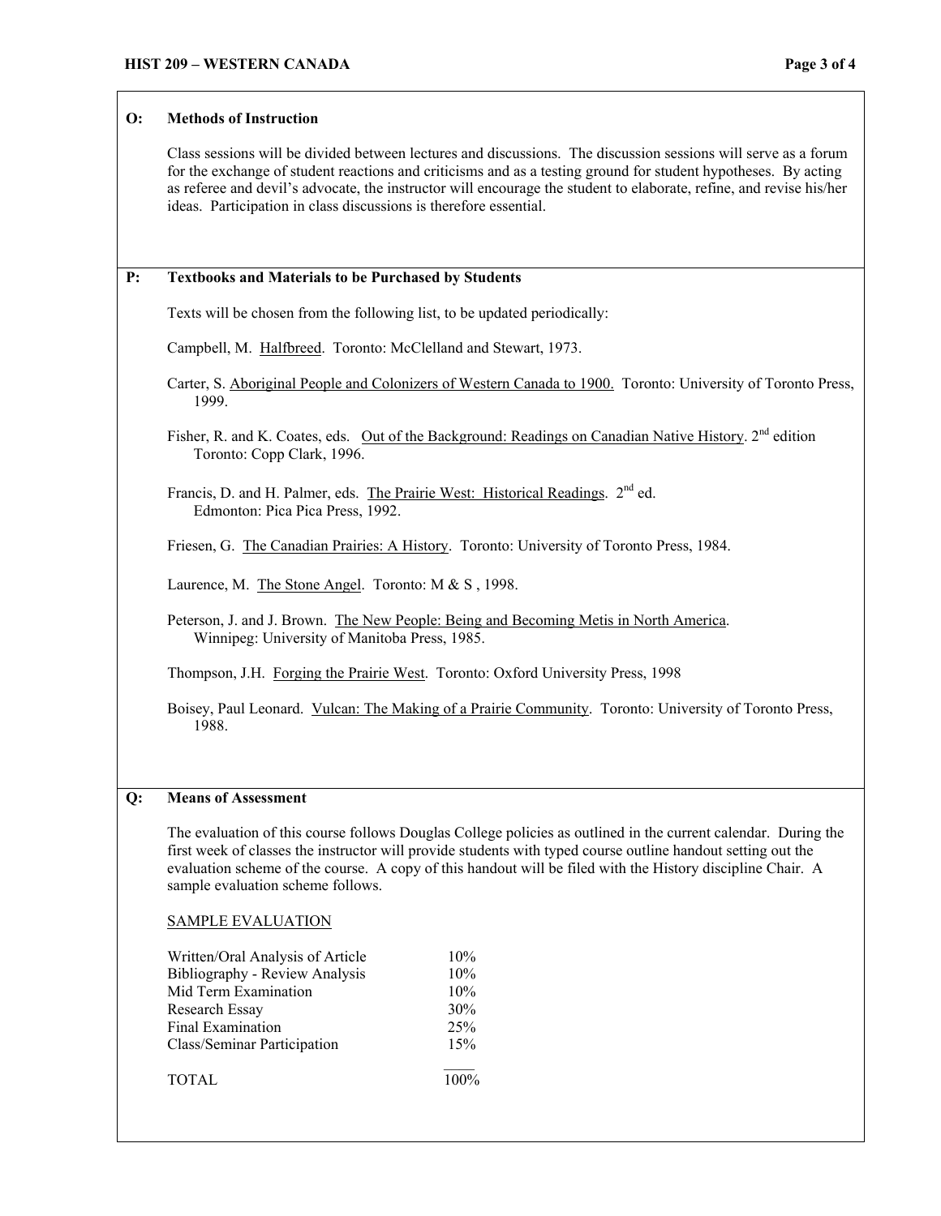## O: Methods of Instruction

Class sessions will be divided between lectures and discussions. The discussion sessions will serve as a forum for the exchange of student reactions and criticisms and as a testing ground for student hypotheses. By acting as referee and devil's advocate, the instructor will encourage the student to elaborate, refine, and revise his/her ideas. Participation in class discussions is therefore essential.

## P: Textbooks and Materials to be Purchased by Students

Texts will be chosen from the following list, to be updated periodically:

Campbell, M. Halfbreed. Toronto: McClelland and Stewart, 1973.

Carter, S. Aboriginal People and Colonizers of Western Canada to 1900. Toronto: University of Toronto Press, 1999.

Fisher, R. and K. Coates, eds. Out of the Background: Readings on Canadian Native History. 2nd edition Toronto: Copp Clark, 1996.

Francis, D. and H. Palmer, eds. The Prairie West: Historical Readings. 2nd ed. Edmonton: Pica Pica Press, 1992.

Friesen, G. The Canadian Prairies: A History. Toronto: University of Toronto Press, 1984.

Laurence, M. The Stone Angel. Toronto: M & S , 1998.

Peterson, J. and J. Brown. The New People: Being and Becoming Metis in North America. Winnipeg: University of Manitoba Press, 1985.

Thompson, J.H. Forging the Prairie West. Toronto: Oxford University Press, 1998

Boisey, Paul Leonard. Vulcan: The Making of a Prairie Community. Toronto: University of Toronto Press, 1988.

## Q: Means of Assessment

The evaluation of this course follows Douglas College policies as outlined in the current calendar. During the first week of classes the instructor will provide students with typed course outline handout setting out the evaluation scheme of the course. A copy of this handout will be filed with the History discipline Chair. A sample evaluation scheme follows.

SAMPLE EVALUATION

| Component | Weight |
|---|---|
| Written/Oral Analysis of Article | 10% |
| Bibliography - Review Analysis | 10% |
| Mid Term Examination | 10% |
| Research Essay | 30% |
| Final Examination | 25% |
| Class/Seminar Participation | 15% |
| TOTAL | 100% |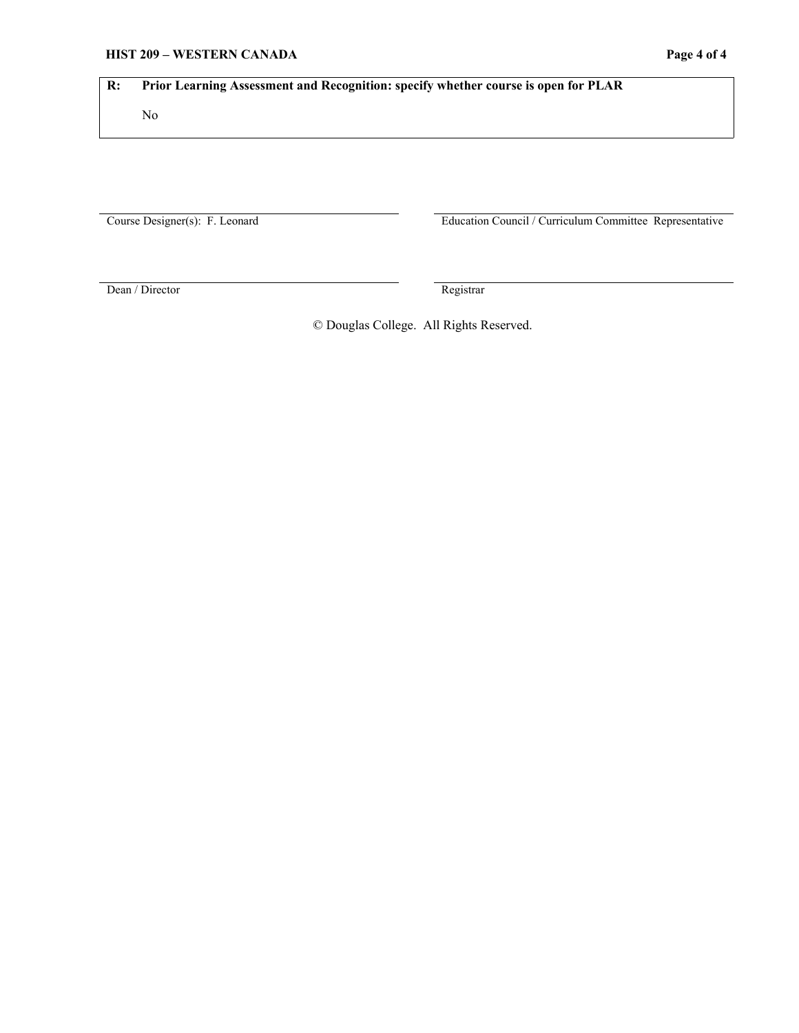**R: Prior Learning Assessment and Recognition: specify whether course is open for PLAR**

No

Course Designer(s): F. Leonard

Education Council / Curriculum Committee Representative

Dean / Director

Registrar

© Douglas College. All Rights Reserved.